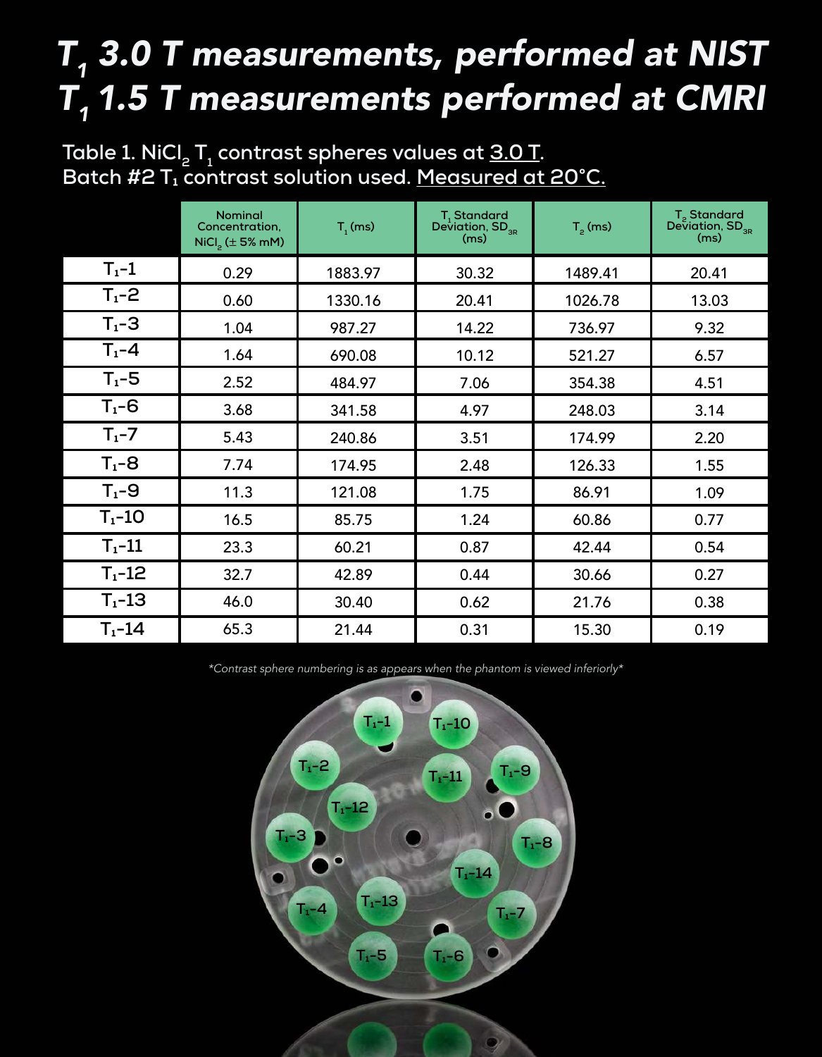# $T_1$ 3.0 T measurements, performed at NIST
# $T_1$ 1.5 T measurements performed at CMRI

Table 1. $NiCl_2$ $T_1$ contrast spheres values at 3.0 T.
Batch #2 $T_1$ contrast solution used. Measured at 20°C.

| | Nominal Concentration, $NiCl_2$ (± 5% mM) | $T_1$ (ms) | $T_1$ Standard Deviation, $SD_{3R}$ (ms) | $T_2$ (ms) | $T_2$ Standard Deviation, $SD_{3R}$ (ms) |
|---|---|---|---|---|---|
| $T_1$-1 | 0.29 | 1883.97 | 30.32 | 1489.41 | 20.41 |
| $T_1$-2 | 0.60 | 1330.16 | 20.41 | 1026.78 | 13.03 |
| $T_1$-3 | 1.04 | 987.27 | 14.22 | 736.97 | 9.32 |
| $T_1$-4 | 1.64 | 690.08 | 10.12 | 521.27 | 6.57 |
| $T_1$-5 | 2.52 | 484.97 | 7.06 | 354.38 | 4.51 |
| $T_1$-6 | 3.68 | 341.58 | 4.97 | 248.03 | 3.14 |
| $T_1$-7 | 5.43 | 240.86 | 3.51 | 174.99 | 2.20 |
| $T_1$-8 | 7.74 | 174.95 | 2.48 | 126.33 | 1.55 |
| $T_1$-9 | 11.3 | 121.08 | 1.75 | 86.91 | 1.09 |
| $T_1$-10 | 16.5 | 85.75 | 1.24 | 60.86 | 0.77 |
| $T_1$-11 | 23.3 | 60.21 | 0.87 | 42.44 | 0.54 |
| $T_1$-12 | 32.7 | 42.89 | 0.44 | 30.66 | 0.27 |
| $T_1$-13 | 46.0 | 30.40 | 0.62 | 21.76 | 0.38 |
| $T_1$-14 | 65.3 | 21.44 | 0.31 | 15.30 | 0.19 |

*\*Contrast sphere numbering is as appears when the phantom is viewed inferiorly\**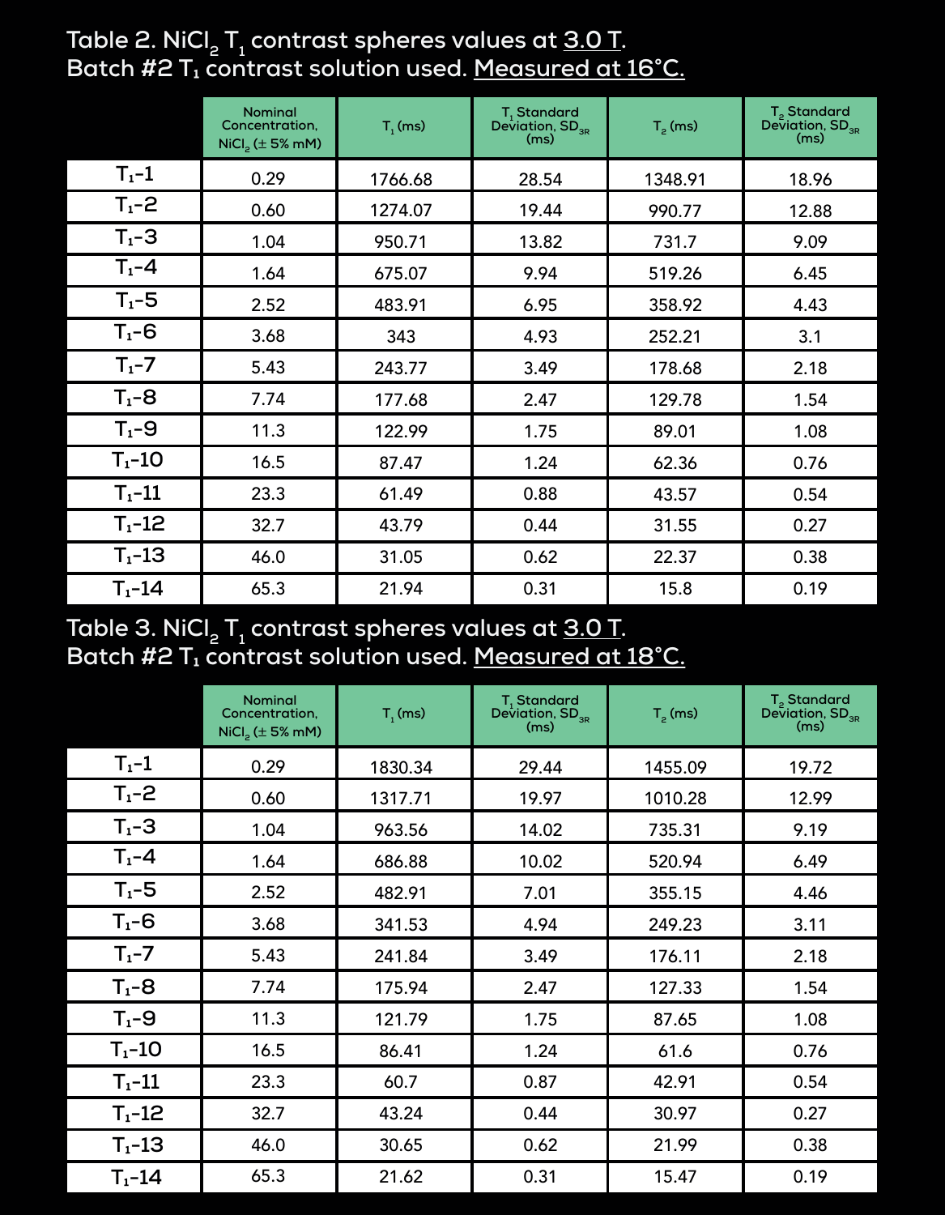Table 2. $NiCl_2$ $T_1$ contrast spheres values at 3.0 T.
Batch #2 $T_1$ contrast solution used. Measured at 16°C.

| | Nominal Concentration, $NiCl_2$ (± 5% mM) | $T_1$ (ms) | $T_1$ Standard Deviation, $SD_{3R}$ (ms) | $T_2$ (ms) | $T_2$ Standard Deviation, $SD_{3R}$ (ms) |
|---|---|---|---|---|---|
| $T_1$-1 | 0.29 | 1766.68 | 28.54 | 1348.91 | 18.96 |
| $T_1$-2 | 0.60 | 1274.07 | 19.44 | 990.77 | 12.88 |
| $T_1$-3 | 1.04 | 950.71 | 13.82 | 731.7 | 9.09 |
| $T_1$-4 | 1.64 | 675.07 | 9.94 | 519.26 | 6.45 |
| $T_1$-5 | 2.52 | 483.91 | 6.95 | 358.92 | 4.43 |
| $T_1$-6 | 3.68 | 343 | 4.93 | 252.21 | 3.1 |
| $T_1$-7 | 5.43 | 243.77 | 3.49 | 178.68 | 2.18 |
| $T_1$-8 | 7.74 | 177.68 | 2.47 | 129.78 | 1.54 |
| $T_1$-9 | 11.3 | 122.99 | 1.75 | 89.01 | 1.08 |
| $T_1$-10 | 16.5 | 87.47 | 1.24 | 62.36 | 0.76 |
| $T_1$-11 | 23.3 | 61.49 | 0.88 | 43.57 | 0.54 |
| $T_1$-12 | 32.7 | 43.79 | 0.44 | 31.55 | 0.27 |
| $T_1$-13 | 46.0 | 31.05 | 0.62 | 22.37 | 0.38 |
| $T_1$-14 | 65.3 | 21.94 | 0.31 | 15.8 | 0.19 |

Table 3. $NiCl_2$ $T_1$ contrast spheres values at 3.0 T.
Batch #2 $T_1$ contrast solution used. Measured at 18°C.

| | Nominal Concentration, $NiCl_2$ (± 5% mM) | $T_1$ (ms) | $T_1$ Standard Deviation, $SD_{3R}$ (ms) | $T_2$ (ms) | $T_2$ Standard Deviation, $SD_{3R}$ (ms) |
|---|---|---|---|---|---|
| $T_1$-1 | 0.29 | 1830.34 | 29.44 | 1455.09 | 19.72 |
| $T_1$-2 | 0.60 | 1317.71 | 19.97 | 1010.28 | 12.99 |
| $T_1$-3 | 1.04 | 963.56 | 14.02 | 735.31 | 9.19 |
| $T_1$-4 | 1.64 | 686.88 | 10.02 | 520.94 | 6.49 |
| $T_1$-5 | 2.52 | 482.91 | 7.01 | 355.15 | 4.46 |
| $T_1$-6 | 3.68 | 341.53 | 4.94 | 249.23 | 3.11 |
| $T_1$-7 | 5.43 | 241.84 | 3.49 | 176.11 | 2.18 |
| $T_1$-8 | 7.74 | 175.94 | 2.47 | 127.33 | 1.54 |
| $T_1$-9 | 11.3 | 121.79 | 1.75 | 87.65 | 1.08 |
| $T_1$-10 | 16.5 | 86.41 | 1.24 | 61.6 | 0.76 |
| $T_1$-11 | 23.3 | 60.7 | 0.87 | 42.91 | 0.54 |
| $T_1$-12 | 32.7 | 43.24 | 0.44 | 30.97 | 0.27 |
| $T_1$-13 | 46.0 | 30.65 | 0.62 | 21.99 | 0.38 |
| $T_1$-14 | 65.3 | 21.62 | 0.31 | 15.47 | 0.19 |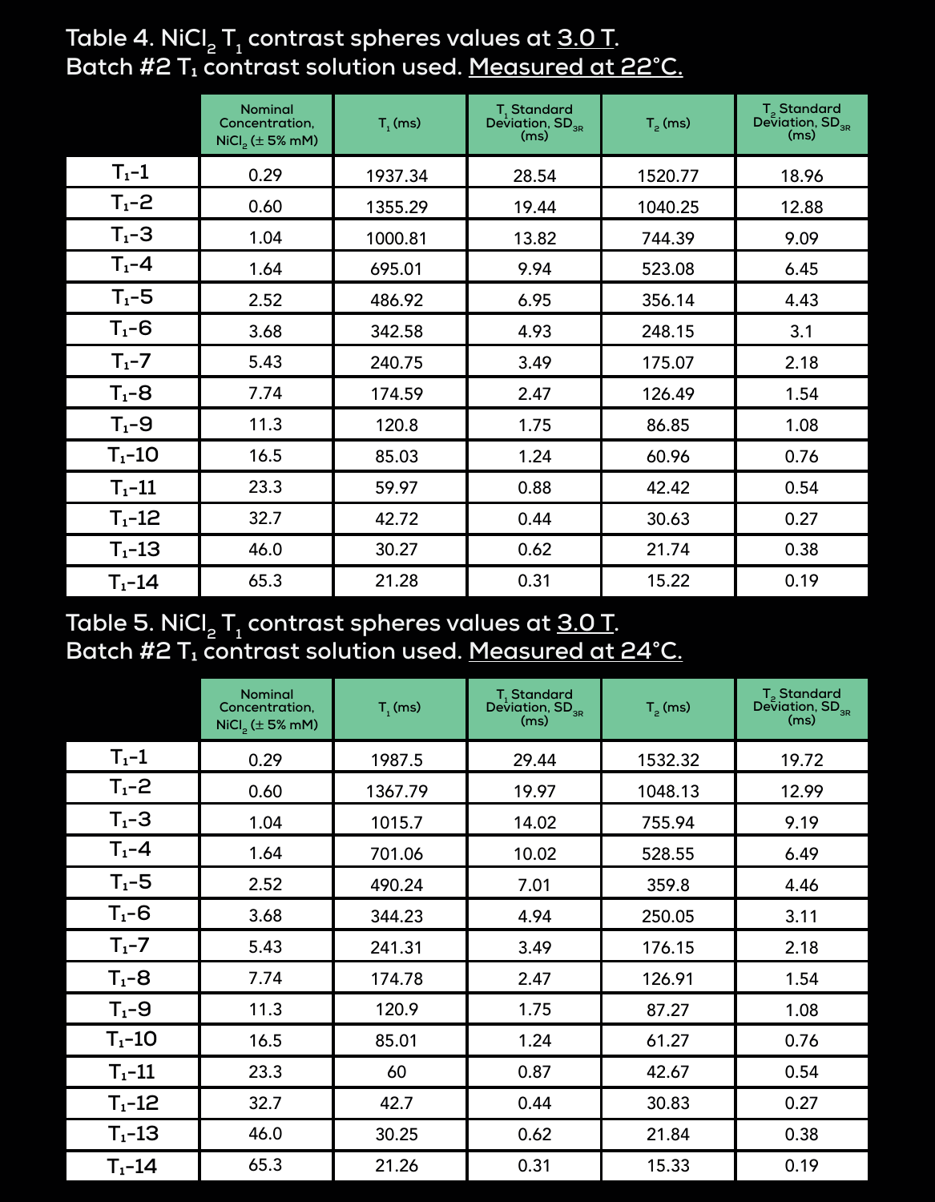Table 4. $NiCl_2$ $T_1$ contrast spheres values at 3.0 T.
Batch #2 $T_1$ contrast solution used. Measured at 22°C.

| | Nominal Concentration, $NiCl_2$ (± 5% mM) | $T_1$ (ms) | $T_1$ Standard Deviation, $SD_{3R}$ (ms) | $T_2$ (ms) | $T_2$ Standard Deviation, $SD_{3R}$ (ms) |
|---|---|---|---|---|---|
| $T_1$-1 | 0.29 | 1937.34 | 28.54 | 1520.77 | 18.96 |
| $T_1$-2 | 0.60 | 1355.29 | 19.44 | 1040.25 | 12.88 |
| $T_1$-3 | 1.04 | 1000.81 | 13.82 | 744.39 | 9.09 |
| $T_1$-4 | 1.64 | 695.01 | 9.94 | 523.08 | 6.45 |
| $T_1$-5 | 2.52 | 486.92 | 6.95 | 356.14 | 4.43 |
| $T_1$-6 | 3.68 | 342.58 | 4.93 | 248.15 | 3.1 |
| $T_1$-7 | 5.43 | 240.75 | 3.49 | 175.07 | 2.18 |
| $T_1$-8 | 7.74 | 174.59 | 2.47 | 126.49 | 1.54 |
| $T_1$-9 | 11.3 | 120.8 | 1.75 | 86.85 | 1.08 |
| $T_1$-10 | 16.5 | 85.03 | 1.24 | 60.96 | 0.76 |
| $T_1$-11 | 23.3 | 59.97 | 0.88 | 42.42 | 0.54 |
| $T_1$-12 | 32.7 | 42.72 | 0.44 | 30.63 | 0.27 |
| $T_1$-13 | 46.0 | 30.27 | 0.62 | 21.74 | 0.38 |
| $T_1$-14 | 65.3 | 21.28 | 0.31 | 15.22 | 0.19 |

Table 5. $NiCl_2$ $T_1$ contrast spheres values at 3.0 T.
Batch #2 $T_1$ contrast solution used. Measured at 24°C.

| | Nominal Concentration, $NiCl_2$ (± 5% mM) | $T_1$ (ms) | $T_1$ Standard Deviation, $SD_{3R}$ (ms) | $T_2$ (ms) | $T_2$ Standard Deviation, $SD_{3R}$ (ms) |
|---|---|---|---|---|---|
| $T_1$-1 | 0.29 | 1987.5 | 29.44 | 1532.32 | 19.72 |
| $T_1$-2 | 0.60 | 1367.79 | 19.97 | 1048.13 | 12.99 |
| $T_1$-3 | 1.04 | 1015.7 | 14.02 | 755.94 | 9.19 |
| $T_1$-4 | 1.64 | 701.06 | 10.02 | 528.55 | 6.49 |
| $T_1$-5 | 2.52 | 490.24 | 7.01 | 359.8 | 4.46 |
| $T_1$-6 | 3.68 | 344.23 | 4.94 | 250.05 | 3.11 |
| $T_1$-7 | 5.43 | 241.31 | 3.49 | 176.15 | 2.18 |
| $T_1$-8 | 7.74 | 174.78 | 2.47 | 126.91 | 1.54 |
| $T_1$-9 | 11.3 | 120.9 | 1.75 | 87.27 | 1.08 |
| $T_1$-10 | 16.5 | 85.01 | 1.24 | 61.27 | 0.76 |
| $T_1$-11 | 23.3 | 60 | 0.87 | 42.67 | 0.54 |
| $T_1$-12 | 32.7 | 42.7 | 0.44 | 30.83 | 0.27 |
| $T_1$-13 | 46.0 | 30.25 | 0.62 | 21.84 | 0.38 |
| $T_1$-14 | 65.3 | 21.26 | 0.31 | 15.33 | 0.19 |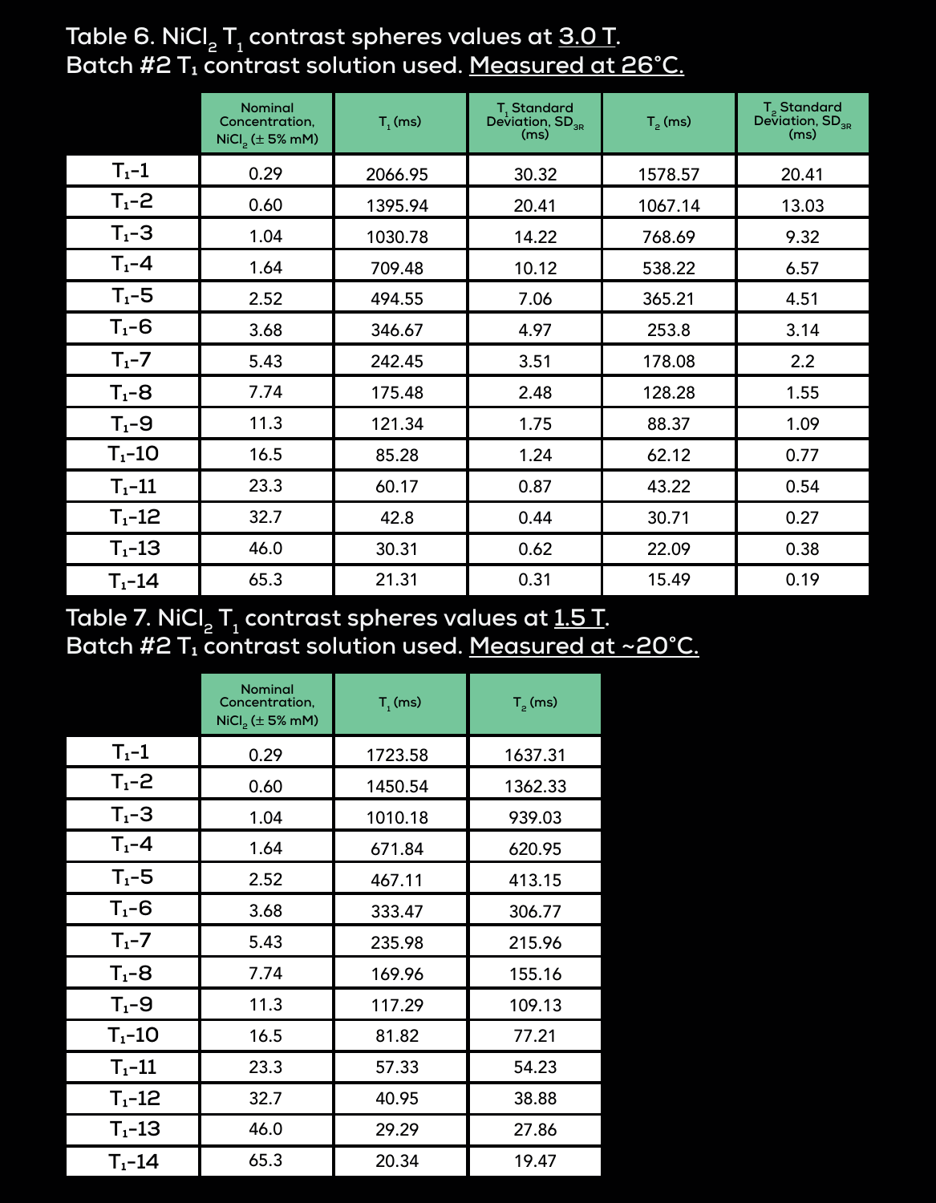Table 6. $NiCl_2$ $T_1$ contrast spheres values at 3.0 T. Batch #2 $T_1$ contrast solution used. Measured at 26°C.

| | Nominal Concentration, $NiCl_2$ (± 5% mM) | $T_1$ (ms) | $T_1$ Standard Deviation, $SD_{3R}$ (ms) | $T_2$ (ms) | $T_2$ Standard Deviation, $SD_{3R}$ (ms) |
|---|---|---|---|---|---|
| $T_1$-1 | 0.29 | 2066.95 | 30.32 | 1578.57 | 20.41 |
| $T_1$-2 | 0.60 | 1395.94 | 20.41 | 1067.14 | 13.03 |
| $T_1$-3 | 1.04 | 1030.78 | 14.22 | 768.69 | 9.32 |
| $T_1$-4 | 1.64 | 709.48 | 10.12 | 538.22 | 6.57 |
| $T_1$-5 | 2.52 | 494.55 | 7.06 | 365.21 | 4.51 |
| $T_1$-6 | 3.68 | 346.67 | 4.97 | 253.8 | 3.14 |
| $T_1$-7 | 5.43 | 242.45 | 3.51 | 178.08 | 2.2 |
| $T_1$-8 | 7.74 | 175.48 | 2.48 | 128.28 | 1.55 |
| $T_1$-9 | 11.3 | 121.34 | 1.75 | 88.37 | 1.09 |
| $T_1$-10 | 16.5 | 85.28 | 1.24 | 62.12 | 0.77 |
| $T_1$-11 | 23.3 | 60.17 | 0.87 | 43.22 | 0.54 |
| $T_1$-12 | 32.7 | 42.8 | 0.44 | 30.71 | 0.27 |
| $T_1$-13 | 46.0 | 30.31 | 0.62 | 22.09 | 0.38 |
| $T_1$-14 | 65.3 | 21.31 | 0.31 | 15.49 | 0.19 |

Table 7. $NiCl_2$ $T_1$ contrast spheres values at 1.5 T. Batch #2 $T_1$ contrast solution used. Measured at ~20°C.

| | Nominal Concentration, $NiCl_2$ (± 5% mM) | $T_1$ (ms) | $T_2$ (ms) |
|---|---|---|---|
| $T_1$-1 | 0.29 | 1723.58 | 1637.31 |
| $T_1$-2 | 0.60 | 1450.54 | 1362.33 |
| $T_1$-3 | 1.04 | 1010.18 | 939.03 |
| $T_1$-4 | 1.64 | 671.84 | 620.95 |
| $T_1$-5 | 2.52 | 467.11 | 413.15 |
| $T_1$-6 | 3.68 | 333.47 | 306.77 |
| $T_1$-7 | 5.43 | 235.98 | 215.96 |
| $T_1$-8 | 7.74 | 169.96 | 155.16 |
| $T_1$-9 | 11.3 | 117.29 | 109.13 |
| $T_1$-10 | 16.5 | 81.82 | 77.21 |
| $T_1$-11 | 23.3 | 57.33 | 54.23 |
| $T_1$-12 | 32.7 | 40.95 | 38.88 |
| $T_1$-13 | 46.0 | 29.29 | 27.86 |
| $T_1$-14 | 65.3 | 20.34 | 19.47 |